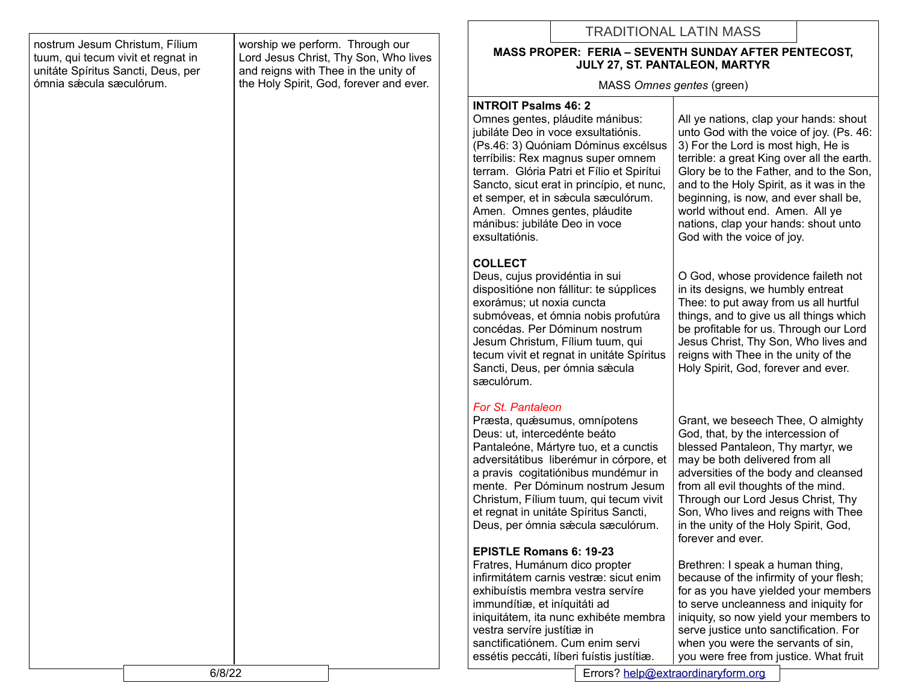| | |
|---|---|
| nostrum Jesum Christum, Fílium tuum, qui tecum vivit et regnat in unitáte Spíritus Sancti, Deus, per ómnia sǽcula sæculórum. | worship we perform. Through our Lord Jesus Christ, Thy Son, Who lives and reigns with Thee in the unity of the Holy Spirit, God, forever and ever. |

# TRADITIONAL LATIN MASS

## MASS PROPER: FERIA – SEVENTH SUNDAY AFTER PENTECOST, JULY 27, ST. PANTALEON, MARTYR

MASS *Omnes gentes* (green)

| | |
|---|---|
| **INTROIT Psalms 46: 2**<br>Omnes gentes, pláudite mánibus: jubiláte Deo in voce exsultatiónis. (Ps.46: 3) Quóniam Dóminus excélsus terríbilis: Rex magnus super omnem terram. Glória Patri et Fílio et Spirítui Sancto, sicut erat in princípio, et nunc, et semper, et in sǽcula sæculórum. Amen. Omnes gentes, pláudite mánibus: jubiláte Deo in voce exsultatiónis. | All ye nations, clap your hands: shout unto God with the voice of joy. (Ps. 46: 3) For the Lord is most high, He is terrible: a great King over all the earth. Glory be to the Father, and to the Son, and to the Holy Spirit, as it was in the beginning, is now, and ever shall be, world without end. Amen. All ye nations, clap your hands: shout unto God with the voice of joy. |
| **COLLECT**<br>Deus, cujus providéntia in sui dispositióne non fállitur: te súpplices exorámus; ut noxia cuncta submóveas, et ómnia nobis profutúra concédas. Per Dóminum nostrum Jesum Christum, Fílium tuum, qui tecum vivit et regnat in unitáte Spíritus Sancti, Deus, per ómnia sǽcula sæculórum. | O God, whose providence faileth not in its designs, we humbly entreat Thee: to put away from us all hurtful things, and to give us all things which be profitable for us. Through our Lord Jesus Christ, Thy Son, Who lives and reigns with Thee in the unity of the Holy Spirit, God, forever and ever. |
| *For St. Pantaleon*<br>Præsta, quǽsumus, omnípotens Deus: ut, intercedénte beáto Pantaleóne, Mártyre tuo, et a cunctis adversitátibus liberémur in córpore, et a pravis cogitatiónibus mundémur in mente. Per Dóminum nostrum Jesum Christum, Fílium tuum, qui tecum vivit et regnat in unitáte Spíritus Sancti, Deus, per ómnia sǽcula sæculórum. | Grant, we beseech Thee, O almighty God, that, by the intercession of blessed Pantaleon, Thy martyr, we may be both delivered from all adversities of the body and cleansed from all evil thoughts of the mind. Through our Lord Jesus Christ, Thy Son, Who lives and reigns with Thee in the unity of the Holy Spirit, God, forever and ever. |
| **EPISTLE Romans 6: 19-23**<br>Fratres, Humánum dico propter infirmitátem carnis vestræ: sicut enim exhibuístis membra vestra servíre immundítiæ, et iníquitáti ad iniquitátem, ita nunc exhibéte membra vestra servíre justítiæ in sanctificatiónem. Cum enim servi essétis peccáti, líberi fuístis justítiæ. | Brethren: I speak a human thing, because of the infirmity of your flesh; for as you have yielded your members to serve uncleanness and iniquity for iniquity, so now yield your members to serve justice unto sanctification. For when you were the servants of sin, you were free from justice. What fruit |

Errors? help@extraordinaryform.org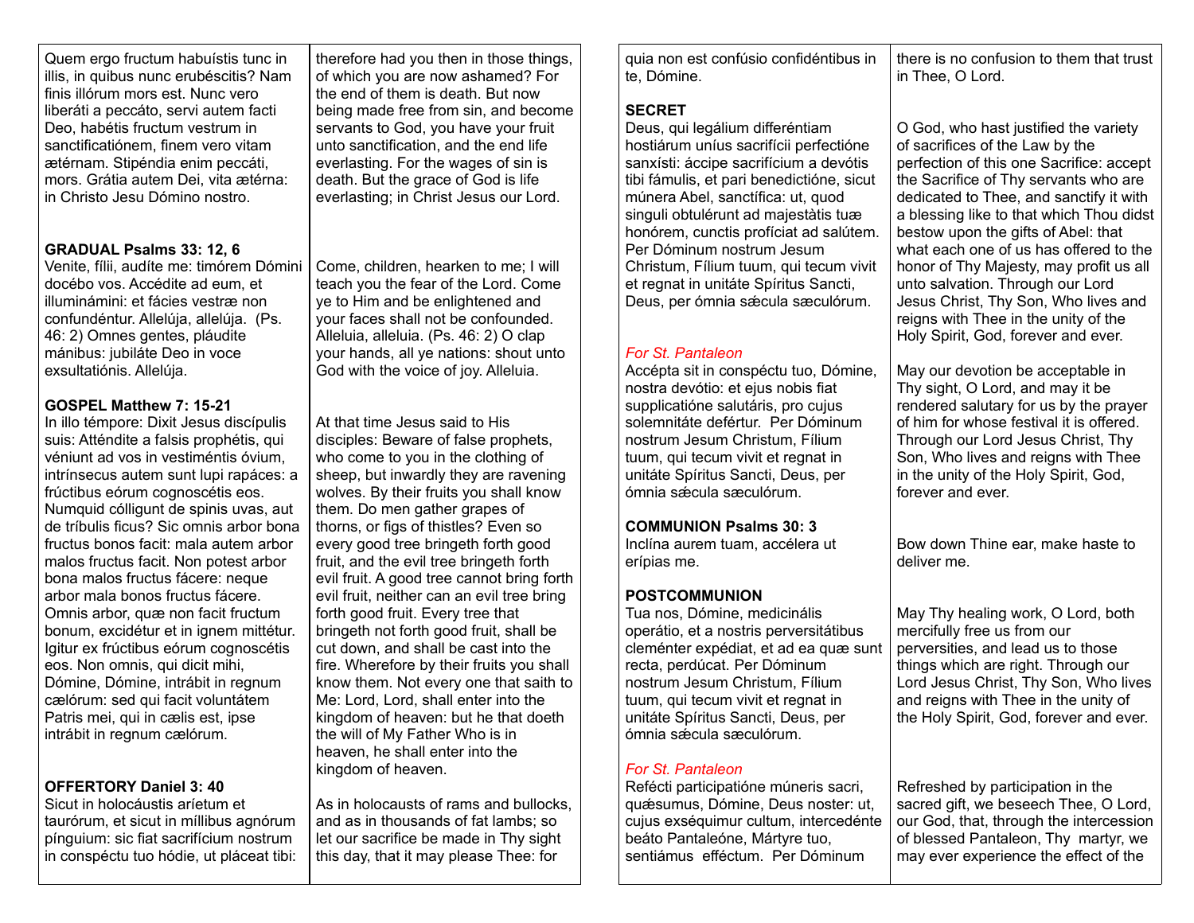Quem ergo fructum habuístis tunc in illis, in quibus nunc erubéscitis? Nam finis illórum mors est. Nunc vero liberáti a peccáto, servi autem facti Deo, habétis fructum vestrum in sanctificatiónem, finem vero vitam ætérnam. Stipéndia enim peccáti, mors. Grátia autem Dei, vita ætérna: in Christo Jesu Dómino nostro.

therefore had you then in those things, of which you are now ashamed? For the end of them is death. But now being made free from sin, and become servants to God, you have your fruit unto sanctification, and the end life everlasting. For the wages of sin is death. But the grace of God is life everlasting; in Christ Jesus our Lord.

**GRADUAL Psalms 33: 12, 6**

Venite, fílii, audíte me: timórem Dómini docébo vos. Accédite ad eum, et illuminámini: et fácies vestræ non confundéntur. Allelúja, allelúja. (Ps. 46: 2) Omnes gentes, pláudite mánibus: jubiláte Deo in voce exsultatiónis. Allelúja.

Come, children, hearken to me; I will teach you the fear of the Lord. Come ye to Him and be enlightened and your faces shall not be confounded. Alleluia, alleluia. (Ps. 46: 2) O clap your hands, all ye nations: shout unto God with the voice of joy. Alleluia.

**GOSPEL Matthew 7: 15-21**

In illo témpore: Dixit Jesus discípulis suis: Atténdite a falsis prophétis, qui véniunt ad vos in vestiméntis óvium, intrínsecus autem sunt lupi rapáces: a frúctibus eórum cognoscétis eos. Numquid cólligunt de spinis uvas, aut de tríbulis ficus? Sic omnis arbor bona fructus bonos facit: mala autem arbor malos fructus facit. Non potest arbor bona malos fructus fácere: neque arbor mala bonos fructus fácere. Omnis arbor, quæ non facit fructum bonum, excidétur et in ignem mittétur. Igitur ex frúctibus eórum cognoscétis eos. Non omnis, qui dicit mihi, Dómine, Dómine, intrábit in regnum cælórum: sed qui facit voluntátem Patris mei, qui in cælis est, ipse intrábit in regnum cælórum.

At that time Jesus said to His disciples: Beware of false prophets, who come to you in the clothing of sheep, but inwardly they are ravening wolves. By their fruits you shall know them. Do men gather grapes of thorns, or figs of thistles? Even so every good tree bringeth forth good fruit, and the evil tree bringeth forth evil fruit. A good tree cannot bring forth evil fruit, neither can an evil tree bring forth good fruit. Every tree that bringeth not forth good fruit, shall be cut down, and shall be cast into the fire. Wherefore by their fruits you shall know them. Not every one that saith to Me: Lord, Lord, shall enter into the kingdom of heaven: but he that doeth the will of My Father Who is in heaven, he shall enter into the kingdom of heaven.

**OFFERTORY Daniel 3: 40**

Sicut in holocáustis aríetum et taurórum, et sicut in míllibus agnórum pínguium: sic fiat sacrifícium nostrum in conspéctu tuo hódie, ut pláceat tibi: quia non est confúsio confidéntibus in te, Dómine.

As in holocausts of rams and bullocks, and as in thousands of fat lambs; so let our sacrifice be made in Thy sight this day, that it may please Thee: for there is no confusion to them that trust in Thee, O Lord.

**SECRET**

Deus, qui legálium differéntiam hostiárum unius sacrifícii perfectióne sanxísti: áccipe sacrifícium a devótis tibi fámulis, et pari benedictióne, sicut múnera Abel, sanctífica: ut, quod singuli obtulérunt ad majestàtis tuæ honórem, cunctis profíciat ad salútem. Per Dóminum nostrum Jesum Christum, Fílium tuum, qui tecum vivit et regnat in unitáte Spíritus Sancti, Deus, per ómnia sǽcula sæculórum.

O God, who hast justified the variety of sacrifices of the Law by the perfection of this one Sacrifice: accept the Sacrifice of Thy servants who are dedicated to Thee, and sanctify it with a blessing like to that which Thou didst bestow upon the gifts of Abel: that what each one of us has offered to the honor of Thy Majesty, may profit us all unto salvation. Through our Lord Jesus Christ, Thy Son, Who lives and reigns with Thee in the unity of the Holy Spirit, God, forever and ever.

*For St. Pantaleon*

Accépta sit in conspéctu tuo, Dómine, nostra devótio: et ejus nobis fiat supplicatióne salutáris, pro cujus solemnitáte defértur. Per Dóminum nostrum Jesum Christum, Fílium tuum, qui tecum vivit et regnat in unitáte Spíritus Sancti, Deus, per ómnia sǽcula sæculórum.

May our devotion be acceptable in Thy sight, O Lord, and may it be rendered salutary for us by the prayer of him for whose festival it is offered. Through our Lord Jesus Christ, Thy Son, Who lives and reigns with Thee in the unity of the Holy Spirit, God, forever and ever.

**COMMUNION Psalms 30: 3**

Inclína aurem tuam, accélera ut erípias me.

Bow down Thine ear, make haste to deliver me.

**POSTCOMMUNION**

Tua nos, Dómine, medicinális operátio, et a nostris perversitátibus cleménter expédiat, et ad ea quæ sunt recta, perdúcat. Per Dóminum nostrum Jesum Christum, Fílium tuum, qui tecum vivit et regnat in unitáte Spíritus Sancti, Deus, per ómnia sǽcula sæculórum.

May Thy healing work, O Lord, both mercifully free us from our perversities, and lead us to those things which are right. Through our Lord Jesus Christ, Thy Son, Who lives and reigns with Thee in the unity of the Holy Spirit, God, forever and ever.

*For St. Pantaleon*

Refécti participatióne múneris sacri, quǽsumus, Dómine, Deus noster: ut, cujus exséquimur cultum, intercedénte beáto Pantaleóne, Mártyre tuo, sentiámus efféctum. Per Dóminum

Refreshed by participation in the sacred gift, we beseech Thee, O Lord, our God, that, through the intercession of blessed Pantaleon, Thy martyr, we may ever experience the effect of the